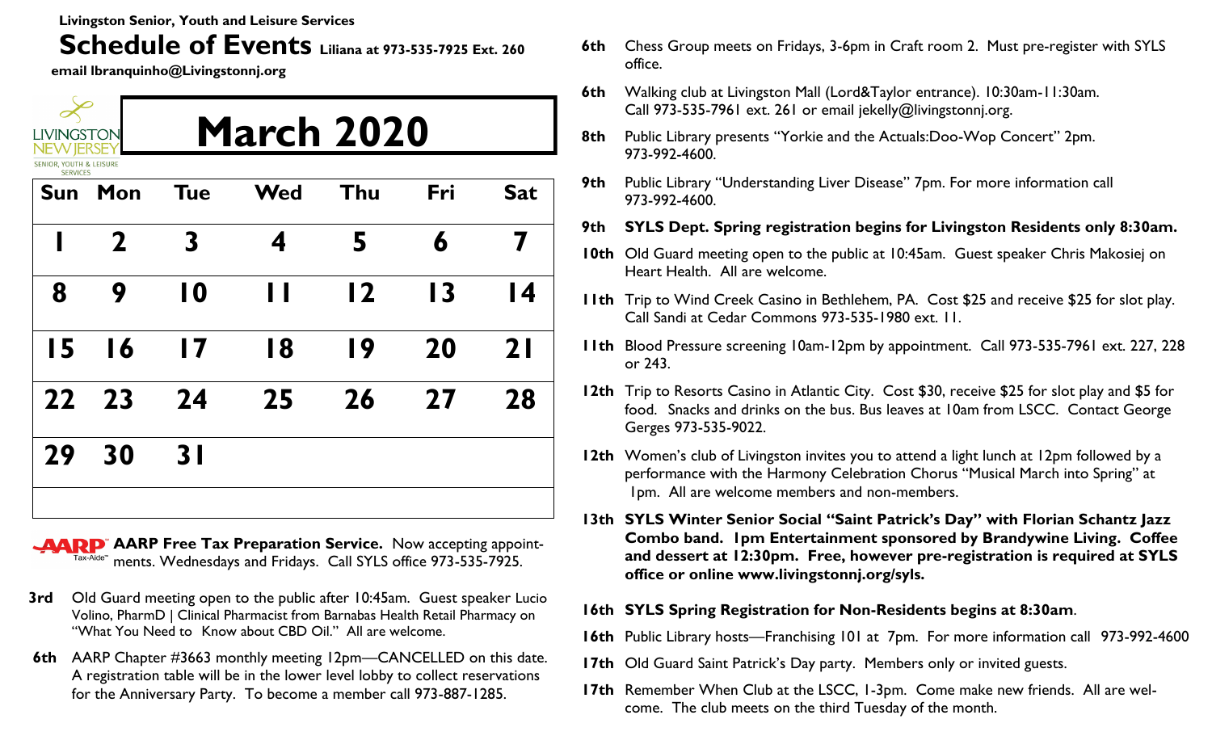**Livingston Senior, Youth and Leisure Services**

# Schedule of Events

**Liliana at 973-535-7925 Ext. 260**

**email lbranquinho@Livingstonnj.org**

LIVINGSTON NEW JERSEY
SENIOR, YOUTH & LEISURE SERVICES

## March 2020

| Sun | Mon | Tue | Wed | Thu | Fri | Sat |
|---|---|---|---|---|---|---|
| 1 | 2 | 3 | 4 | 5 | 6 | 7 |
| 8 | 9 | 10 | 11 | 12 | 13 | 14 |
| 15 | 16 | 17 | 18 | 19 | 20 | 21 |
| 22 | 23 | 24 | 25 | 26 | 27 | 28 |
| 29 | 30 | 31 | | | | |

AARP Tax-Aide™ **AARP Free Tax Preparation Service.** Now accepting appointments. Wednesdays and Fridays. Call SYLS office 973-535-7925.

**3rd** Old Guard meeting open to the public after 10:45am. Guest speaker Lucio Volino, PharmD | Clinical Pharmacist from Barnabas Health Retail Pharmacy on "What You Need to Know about CBD Oil." All are welcome.

**6th** AARP Chapter #3663 monthly meeting 12pm—CANCELLED on this date. A registration table will be in the lower level lobby to collect reservations for the Anniversary Party. To become a member call 973-887-1285.

**6th** Chess Group meets on Fridays, 3-6pm in Craft room 2. Must pre-register with SYLS office.

**6th** Walking club at Livingston Mall (Lord&Taylor entrance). 10:30am-11:30am. Call 973-535-7961 ext. 261 or email jekelly@livingstonnj.org.

**8th** Public Library presents "Yorkie and the Actuals:Doo-Wop Concert" 2pm. 973-992-4600.

**9th** Public Library "Understanding Liver Disease" 7pm. For more information call 973-992-4600.

**9th SYLS Dept. Spring registration begins for Livingston Residents only 8:30am.**

**10th** Old Guard meeting open to the public at 10:45am. Guest speaker Chris Makosiej on Heart Health. All are welcome.

**11th** Trip to Wind Creek Casino in Bethlehem, PA. Cost $25 and receive $25 for slot play. Call Sandi at Cedar Commons 973-535-1980 ext. 11.

**11th** Blood Pressure screening 10am-12pm by appointment. Call 973-535-7961 ext. 227, 228 or 243.

**12th** Trip to Resorts Casino in Atlantic City. Cost $30, receive $25 for slot play and $5 for food. Snacks and drinks on the bus. Bus leaves at 10am from LSCC. Contact George Gerges 973-535-9022.

**12th** Women's club of Livingston invites you to attend a light lunch at 12pm followed by a performance with the Harmony Celebration Chorus "Musical March into Spring" at 1pm. All are welcome members and non-members.

**13th SYLS Winter Senior Social "Saint Patrick's Day" with Florian Schantz Jazz Combo band. 1pm Entertainment sponsored by Brandywine Living. Coffee and dessert at 12:30pm. Free, however pre-registration is required at SYLS office or online www.livingstonnj.org/syls.**

**16th SYLS Spring Registration for Non-Residents begins at 8:30am**.

**16th** Public Library hosts—Franchising 101 at 7pm. For more information call 973-992-4600

**17th** Old Guard Saint Patrick's Day party. Members only or invited guests.

**17th** Remember When Club at the LSCC, 1-3pm. Come make new friends. All are welcome. The club meets on the third Tuesday of the month.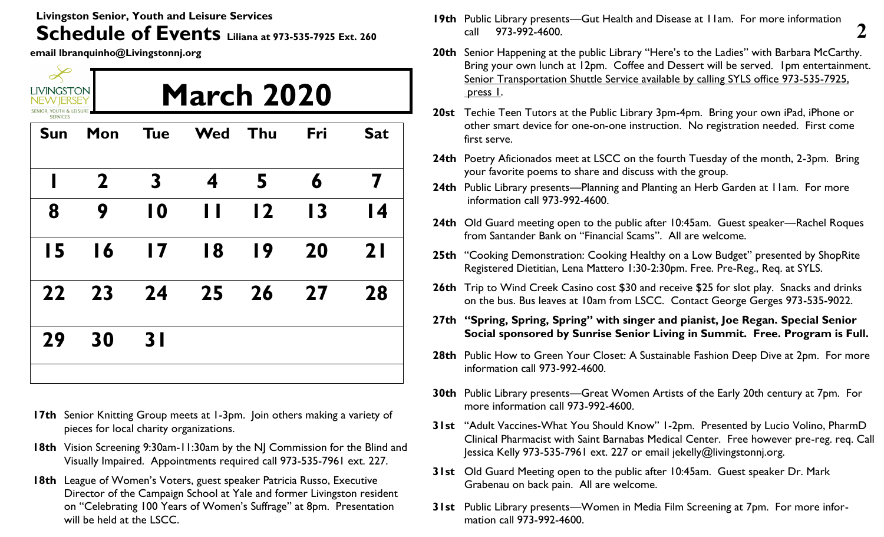**Livingston Senior, Youth and Leisure Services**

# Schedule of Events **Liliana at 973-535-7925 Ext. 260**

**email lbranquinho@Livingstonnj.org**

LIVINGSTON NEW JERSEY SENIOR, YOUTH & LEISURE SERVICES

## March 2020

| Sun | Mon | Tue | Wed | Thu | Fri | Sat |
|---|---|---|---|---|---|---|
| 1 | 2 | 3 | 4 | 5 | 6 | 7 |
| 8 | 9 | 10 | 11 | 12 | 13 | 14 |
| 15 | 16 | 17 | 18 | 19 | 20 | 21 |
| 22 | 23 | 24 | 25 | 26 | 27 | 28 |
| 29 | 30 | 31 | | | | |

**17th** Senior Knitting Group meets at 1-3pm. Join others making a variety of pieces for local charity organizations.

**18th** Vision Screening 9:30am-11:30am by the NJ Commission for the Blind and Visually Impaired. Appointments required call 973-535-7961 ext. 227.

**18th** League of Women's Voters, guest speaker Patricia Russo, Executive Director of the Campaign School at Yale and former Livingston resident on "Celebrating 100 Years of Women's Suffrage" at 8pm. Presentation will be held at the LSCC.

**19th** Public Library presents—Gut Health and Disease at 11am. For more information call 973-992-4600.

**20th** Senior Happening at the public Library "Here's to the Ladies" with Barbara McCarthy. Bring your own lunch at 12pm. Coffee and Dessert will be served. 1pm entertainment. <u>Senior Transportation Shuttle Service available by calling SYLS office 973-535-7925, press 1</u>.

**20st** Techie Teen Tutors at the Public Library 3pm-4pm. Bring your own iPad, iPhone or other smart device for one-on-one instruction. No registration needed. First come first serve.

**24th** Poetry Aficionados meet at LSCC on the fourth Tuesday of the month, 2-3pm. Bring your favorite poems to share and discuss with the group.

**24th** Public Library presents—Planning and Planting an Herb Garden at 11am. For more information call 973-992-4600.

**24th** Old Guard meeting open to the public after 10:45am. Guest speaker—Rachel Roques from Santander Bank on "Financial Scams". All are welcome.

**25th** "Cooking Demonstration: Cooking Healthy on a Low Budget" presented by ShopRite Registered Dietitian, Lena Mattero 1:30-2:30pm. Free. Pre-Reg., Req. at SYLS.

**26th** Trip to Wind Creek Casino cost $30 and receive $25 for slot play. Snacks and drinks on the bus. Bus leaves at 10am from LSCC. Contact George Gerges 973-535-9022.

**27th "Spring, Spring, Spring" with singer and pianist, Joe Regan. Special Senior Social sponsored by Sunrise Senior Living in Summit. Free. Program is Full.**

**28th** Public How to Green Your Closet: A Sustainable Fashion Deep Dive at 2pm. For more information call 973-992-4600.

**30th** Public Library presents—Great Women Artists of the Early 20th century at 7pm. For more information call 973-992-4600.

**31st** "Adult Vaccines-What You Should Know" 1-2pm. Presented by Lucio Volino, PharmD Clinical Pharmacist with Saint Barnabas Medical Center. Free however pre-reg. req. Call Jessica Kelly 973-535-7961 ext. 227 or email jekelly@livingstonnj.org.

**31st** Old Guard Meeting open to the public after 10:45am. Guest speaker Dr. Mark Grabenau on back pain. All are welcome.

**31st** Public Library presents—Women in Media Film Screening at 7pm. For more information call 973-992-4600.